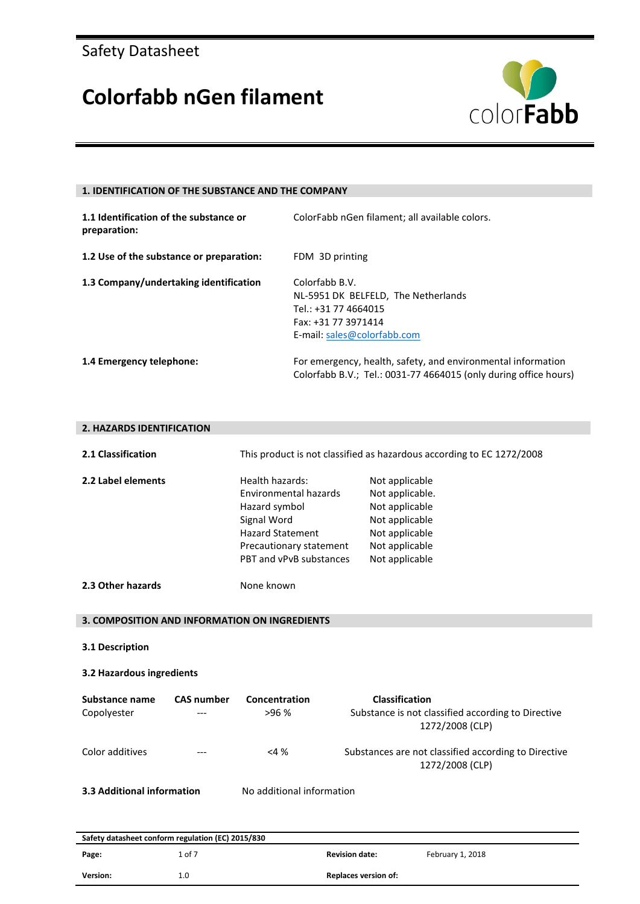Safety Datasheet

# Colorfabb nGen filament

## 1. IDENTIFICATION OF THE SUBSTANCE AND THE COMPANY

**1.1 Identification of the substance or preparation:** ColorFabb nGen filament; all available colors.

**1.2 Use of the substance or preparation:** FDM 3D printing

**1.3 Company/undertaking identification**
Colorfabb B.V.
NL-5951 DK BELFELD, The Netherlands
Tel.: +31 77 4664015
Fax: +31 77 3971414
E-mail: sales@colorfabb.com

**1.4 Emergency telephone:** For emergency, health, safety, and environmental information Colorfabb B.V.; Tel.: 0031-77 4664015 (only during office hours)

## 2. HAZARDS IDENTIFICATION

**2.1 Classification** This product is not classified as hazardous according to EC 1272/2008

**2.2 Label elements**

| | |
|---|---|
| Health hazards: | Not applicable |
| Environmental hazards | Not applicable. |
| Hazard symbol | Not applicable |
| Signal Word | Not applicable |
| Hazard Statement | Not applicable |
| Precautionary statement | Not applicable |
| PBT and vPvB substances | Not applicable |

**2.3 Other hazards** None known

## 3. COMPOSITION AND INFORMATION ON INGREDIENTS

**3.1 Description**

**3.2 Hazardous ingredients**

| Substance name | CAS number | Concentration | Classification |
|---|---|---|---|
| Copolyester | --- | >96 % | Substance is not classified according to Directive 1272/2008 (CLP) |
| Color additives | --- | <4 % | Substances are not classified according to Directive 1272/2008 (CLP) |

**3.3 Additional information** No additional information

Safety datasheet conform regulation (EC) 2015/830

| | | | |
|---|---|---|---|
| **Page:** | 1 of 7 | **Revision date:** | February 1, 2018 |
| **Version:** | 1.0 | **Replaces version of:** | |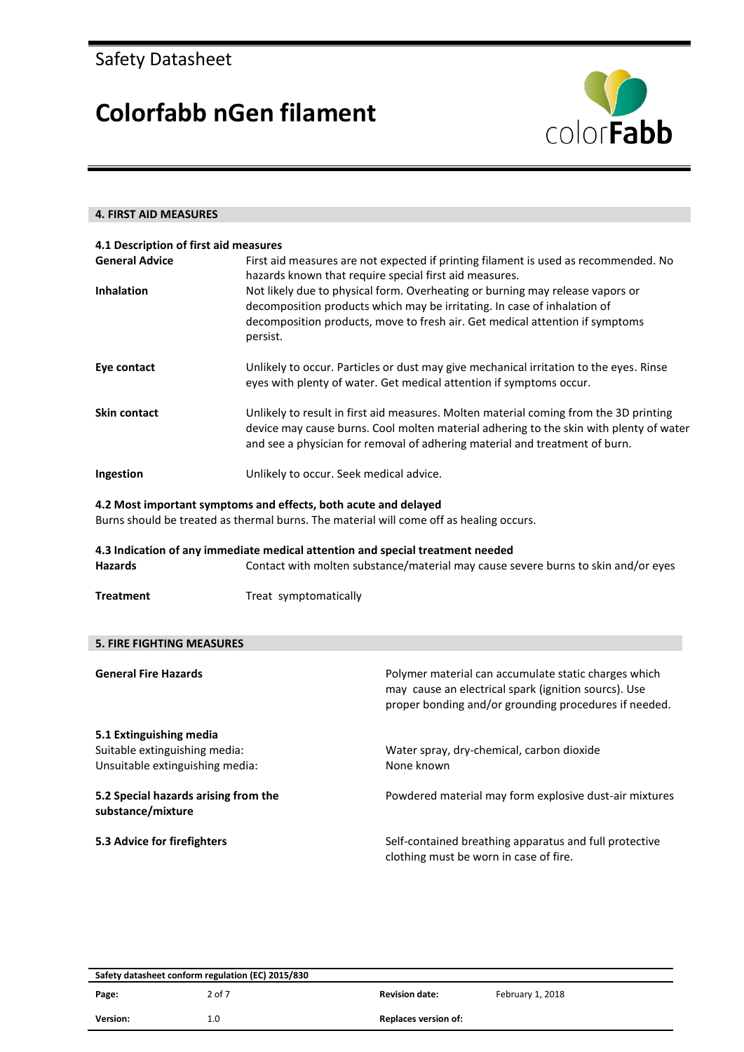## 4. FIRST AID MEASURES

### 4.1 Description of first aid measures

**General Advice**
First aid measures are not expected if printing filament is used as recommended. No hazards known that require special first aid measures.

**Inhalation**
Not likely due to physical form. Overheating or burning may release vapors or decomposition products which may be irritating. In case of inhalation of decomposition products, move to fresh air. Get medical attention if symptoms persist.

**Eye contact**
Unlikely to occur. Particles or dust may give mechanical irritation to the eyes. Rinse eyes with plenty of water. Get medical attention if symptoms occur.

**Skin contact**
Unlikely to result in first aid measures. Molten material coming from the 3D printing device may cause burns. Cool molten material adhering to the skin with plenty of water and see a physician for removal of adhering material and treatment of burn.

**Ingestion**
Unlikely to occur. Seek medical advice.

### 4.2 Most important symptoms and effects, both acute and delayed

Burns should be treated as thermal burns. The material will come off as healing occurs.

### 4.3 Indication of any immediate medical attention and special treatment needed

**Hazards**
Contact with molten substance/material may cause severe burns to skin and/or eyes

**Treatment**
Treat symptomatically

## 5. FIRE FIGHTING MEASURES

**General Fire Hazards**
Polymer material can accumulate static charges which may cause an electrical spark (ignition sourcs). Use proper bonding and/or grounding procedures if needed.

### 5.1 Extinguishing media

Suitable extinguishing media: Water spray, dry-chemical, carbon dioxide

Unsuitable extinguishing media: None known

### 5.2 Special hazards arising from the substance/mixture

Powdered material may form explosive dust-air mixtures

### 5.3 Advice for firefighters

Self-contained breathing apparatus and full protective clothing must be worn in case of fire.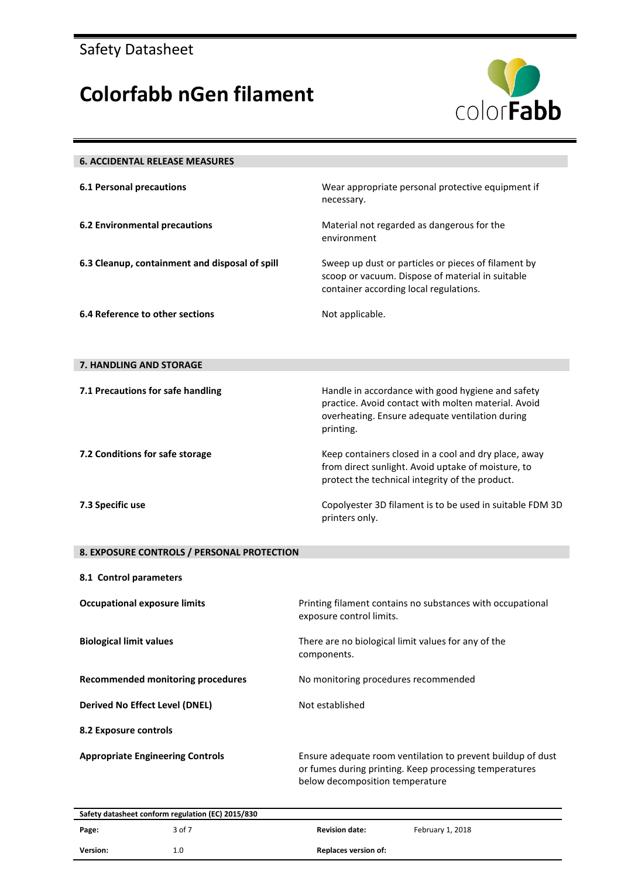## 6. ACCIDENTAL RELEASE MEASURES

| | |
|---|---|
| **6.1 Personal precautions** | Wear appropriate personal protective equipment if necessary. |
| **6.2 Environmental precautions** | Material not regarded as dangerous for the environment |
| **6.3 Cleanup, containment and disposal of spill** | Sweep up dust or particles or pieces of filament by scoop or vacuum. Dispose of material in suitable container according local regulations. |
| **6.4 Reference to other sections** | Not applicable. |

## 7. HANDLING AND STORAGE

| | |
|---|---|
| **7.1 Precautions for safe handling** | Handle in accordance with good hygiene and safety practice. Avoid contact with molten material. Avoid overheating. Ensure adequate ventilation during printing. |
| **7.2 Conditions for safe storage** | Keep containers closed in a cool and dry place, away from direct sunlight. Avoid uptake of moisture, to protect the technical integrity of the product. |
| **7.3 Specific use** | Copolyester 3D filament is to be used in suitable FDM 3D printers only. |

## 8. EXPOSURE CONTROLS / PERSONAL PROTECTION

### 8.1 Control parameters

| | |
|---|---|
| **Occupational exposure limits** | Printing filament contains no substances with occupational exposure control limits. |
| **Biological limit values** | There are no biological limit values for any of the components. |
| **Recommended monitoring procedures** | No monitoring procedures recommended |
| **Derived No Effect Level (DNEL)** | Not established |

### 8.2 Exposure controls

| | |
|---|---|
| **Appropriate Engineering Controls** | Ensure adequate room ventilation to prevent buildup of dust or fumes during printing. Keep processing temperatures below decomposition temperature |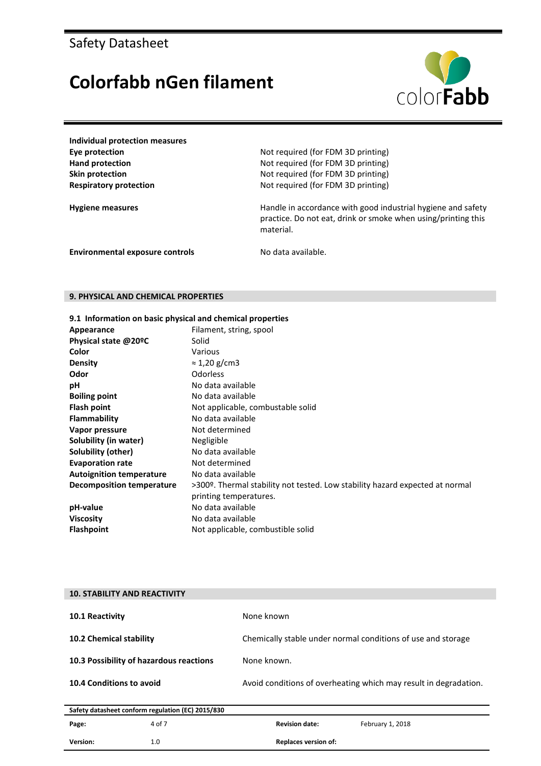**Individual protection measures**

| | |
|---|---|
| **Eye protection** | Not required (for FDM 3D printing) |
| **Hand protection** | Not required (for FDM 3D printing) |
| **Skin protection** | Not required (for FDM 3D printing) |
| **Respiratory protection** | Not required (for FDM 3D printing) |
| **Hygiene measures** | Handle in accordance with good industrial hygiene and safety practice. Do not eat, drink or smoke when using/printing this material. |
| **Environmental exposure controls** | No data available. |

## 9. PHYSICAL AND CHEMICAL PROPERTIES

### 9.1 Information on basic physical and chemical properties

| | |
|---|---|
| **Appearance** | Filament, string, spool |
| **Physical state @20ºC** | Solid |
| **Color** | Various |
| **Density** | ≈ 1,20 g/cm3 |
| **Odor** | Odorless |
| **pH** | No data available |
| **Boiling point** | No data available |
| **Flash point** | Not applicable, combustable solid |
| **Flammability** | No data available |
| **Vapor pressure** | Not determined |
| **Solubility (in water)** | Negligible |
| **Solubility (other)** | No data available |
| **Evaporation rate** | Not determined |
| **Autoignition temperature** | No data available |
| **Decomposition temperature** | >300º. Thermal stability not tested. Low stability hazard expected at normal printing temperatures. |
| **pH-value** | No data available |
| **Viscosity** | No data available |
| **Flashpoint** | Not applicable, combustible solid |

## 10. STABILITY AND REACTIVITY

| | |
|---|---|
| **10.1 Reactivity** | None known |
| **10.2 Chemical stability** | Chemically stable under normal conditions of use and storage |
| **10.3 Possibility of hazardous reactions** | None known. |
| **10.4 Conditions to avoid** | Avoid conditions of overheating which may result in degradation. |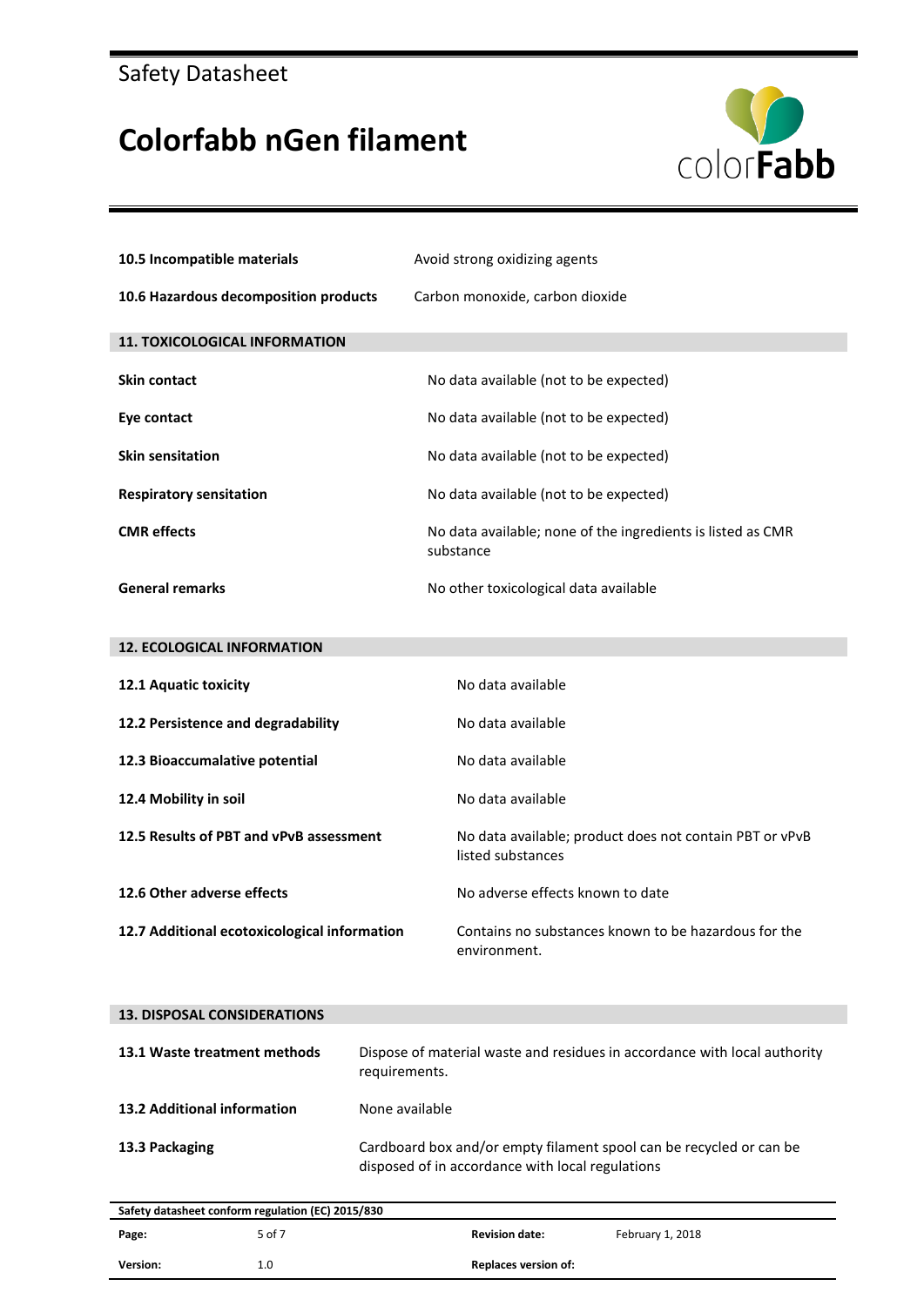| | |
|---|---|
| **10.5 Incompatible materials** | Avoid strong oxidizing agents |
| **10.6 Hazardous decomposition products** | Carbon monoxide, carbon dioxide |

## 11. TOXICOLOGICAL INFORMATION

| | |
|---|---|
| **Skin contact** | No data available (not to be expected) |
| **Eye contact** | No data available (not to be expected) |
| **Skin sensitation** | No data available (not to be expected) |
| **Respiratory sensitation** | No data available (not to be expected) |
| **CMR effects** | No data available; none of the ingredients is listed as CMR substance |
| **General remarks** | No other toxicological data available |

## 12. ECOLOGICAL INFORMATION

| | |
|---|---|
| **12.1 Aquatic toxicity** | No data available |
| **12.2 Persistence and degradability** | No data available |
| **12.3 Bioaccumalative potential** | No data available |
| **12.4 Mobility in soil** | No data available |
| **12.5 Results of PBT and vPvB assessment** | No data available; product does not contain PBT or vPvB listed substances |
| **12.6 Other adverse effects** | No adverse effects known to date |
| **12.7 Additional ecotoxicological information** | Contains no substances known to be hazardous for the environment. |

## 13. DISPOSAL CONSIDERATIONS

| | |
|---|---|
| **13.1 Waste treatment methods** | Dispose of material waste and residues in accordance with local authority requirements. |
| **13.2 Additional information** | None available |
| **13.3 Packaging** | Cardboard box and/or empty filament spool can be recycled or can be disposed of in accordance with local regulations |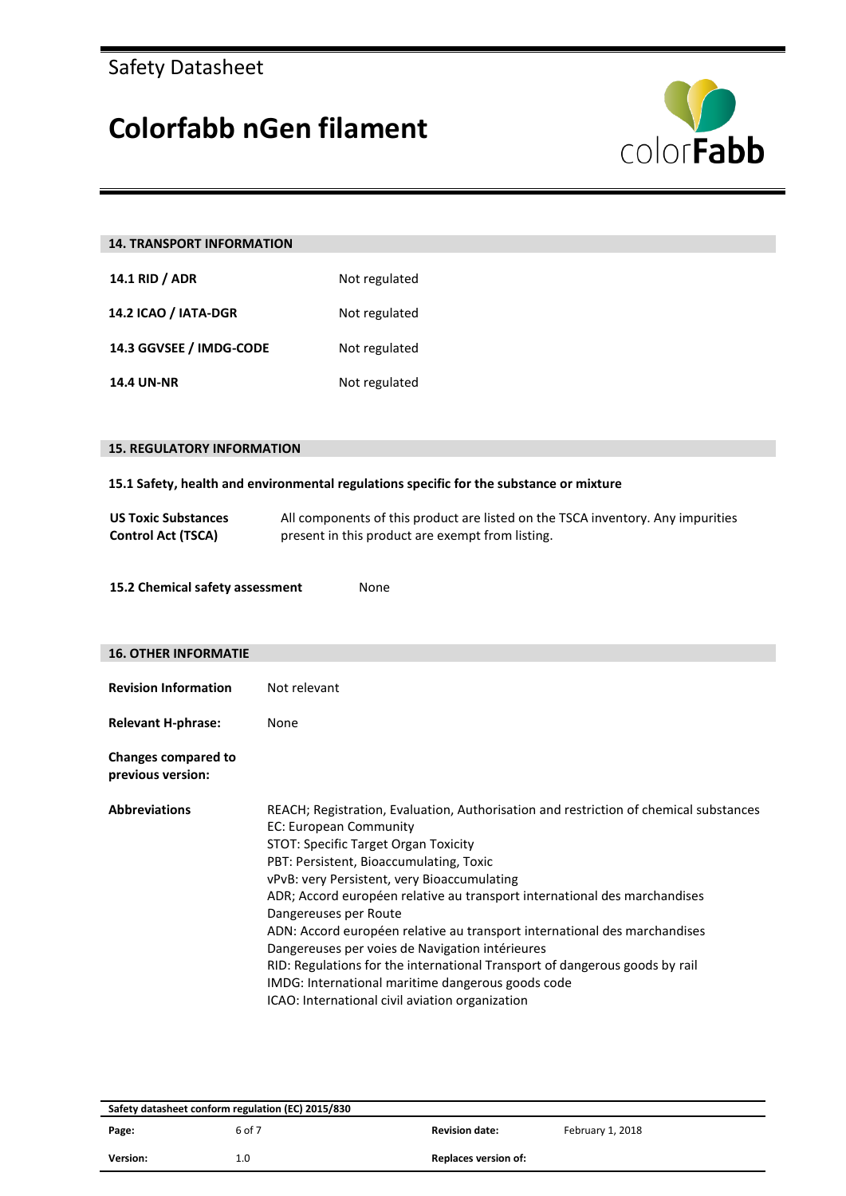## 14. TRANSPORT INFORMATION

| | |
|---|---|
| **14.1 RID / ADR** | Not regulated |
| **14.2 ICAO / IATA-DGR** | Not regulated |
| **14.3 GGVSEE / IMDG-CODE** | Not regulated |
| **14.4 UN-NR** | Not regulated |

## 15. REGULATORY INFORMATION

### 15.1 Safety, health and environmental regulations specific for the substance or mixture

| | |
|---|---|
| **US Toxic Substances Control Act (TSCA)** | All components of this product are listed on the TSCA inventory. Any impurities present in this product are exempt from listing. |

**15.2 Chemical safety assessment** None

## 16. OTHER INFORMATIE

**Revision Information** Not relevant

**Relevant H-phrase:** None

**Changes compared to previous version:**

**Abbreviations**

REACH; Registration, Evaluation, Authorisation and restriction of chemical substances
EC: European Community
STOT: Specific Target Organ Toxicity
PBT: Persistent, Bioaccumulating, Toxic
vPvB: very Persistent, very Bioaccumulating
ADR; Accord européen relative au transport international des marchandises Dangereuses per Route
ADN: Accord européen relative au transport international des marchandises Dangereuses per voies de Navigation intérieures
RID: Regulations for the international Transport of dangerous goods by rail
IMDG: International maritime dangerous goods code
ICAO: International civil aviation organization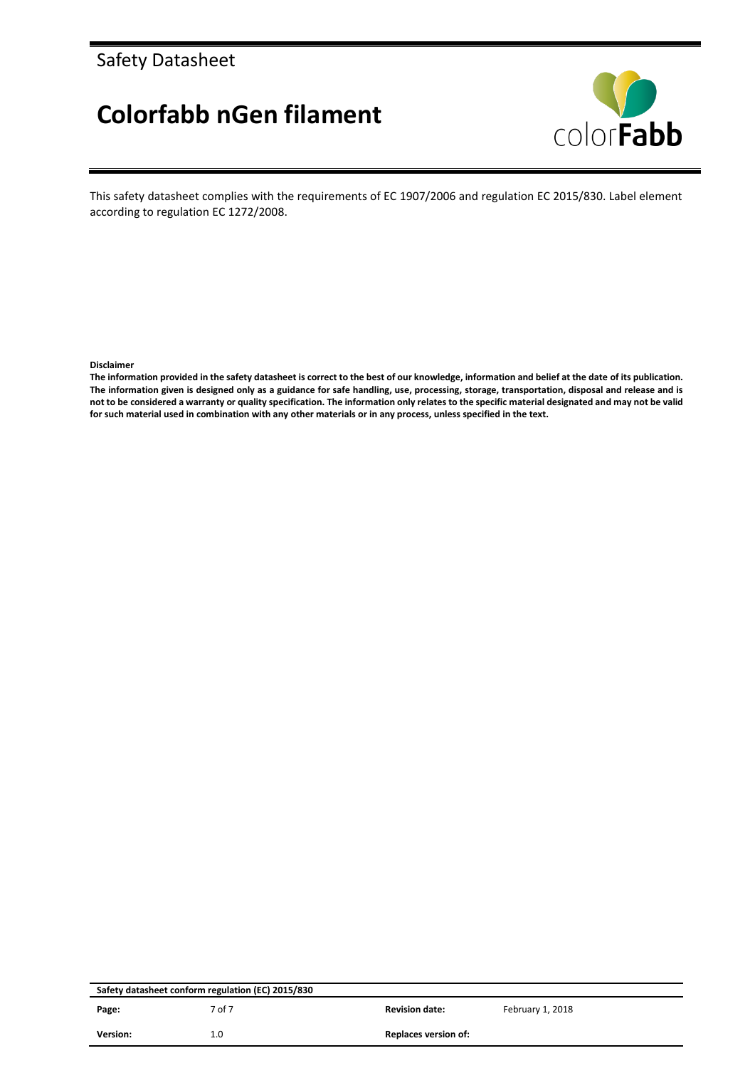This safety datasheet complies with the requirements of EC 1907/2006 and regulation EC 2015/830. Label element according to regulation EC 1272/2008.

**Disclaimer**

**The information provided in the safety datasheet is correct to the best of our knowledge, information and belief at the date of its publication. The information given is designed only as a guidance for safe handling, use, processing, storage, transportation, disposal and release and is not to be considered a warranty or quality specification. The information only relates to the specific material designated and may not be valid for such material used in combination with any other materials or in any process, unless specified in the text.**